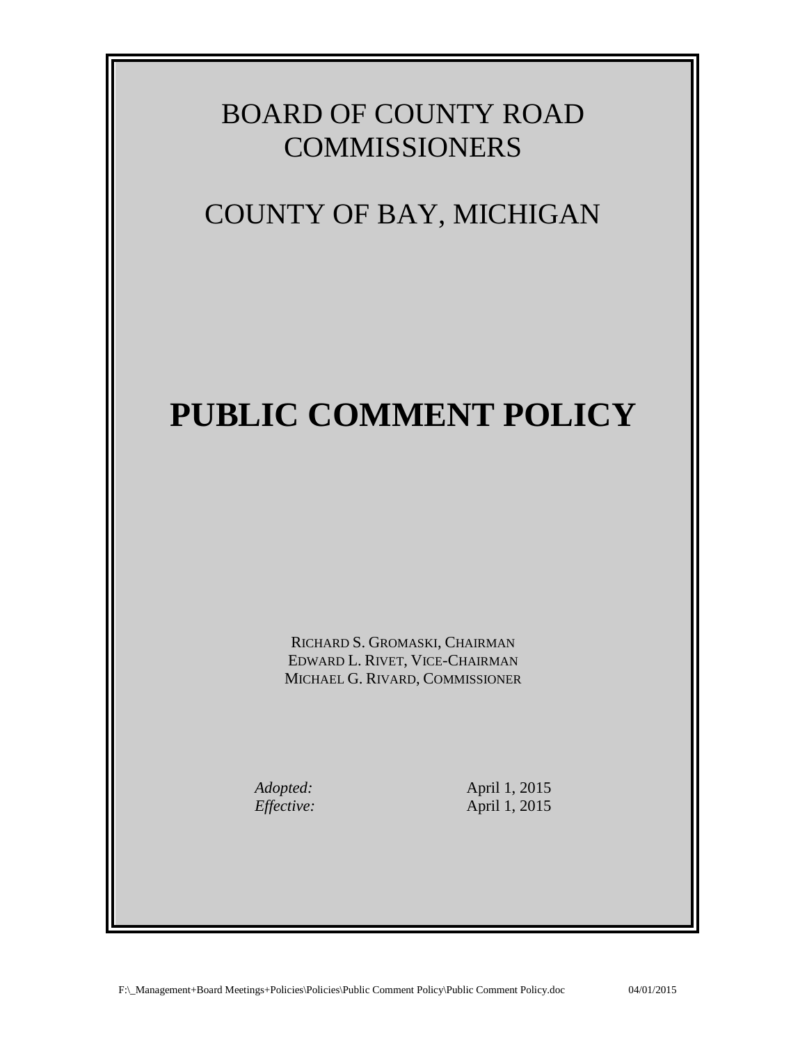# BOARD OF COUNTY ROAD COMMISSIONERS

# COUNTY OF BAY, MICHIGAN

# PUBLIC COMMENT POLICY

RICHARD S. GROMASKI, CHAIRMAN
EDWARD L. RIVET, VICE-CHAIRMAN
MICHAEL G. RIVARD, COMMISSIONER

| | |
|---|---|
| *Adopted:* | April 1, 2015 |
| *Effective:* | April 1, 2015 |

F:\_Management+Board Meetings+Policies\Policies\Public Comment Policy\Public Comment Policy.doc 04/01/2015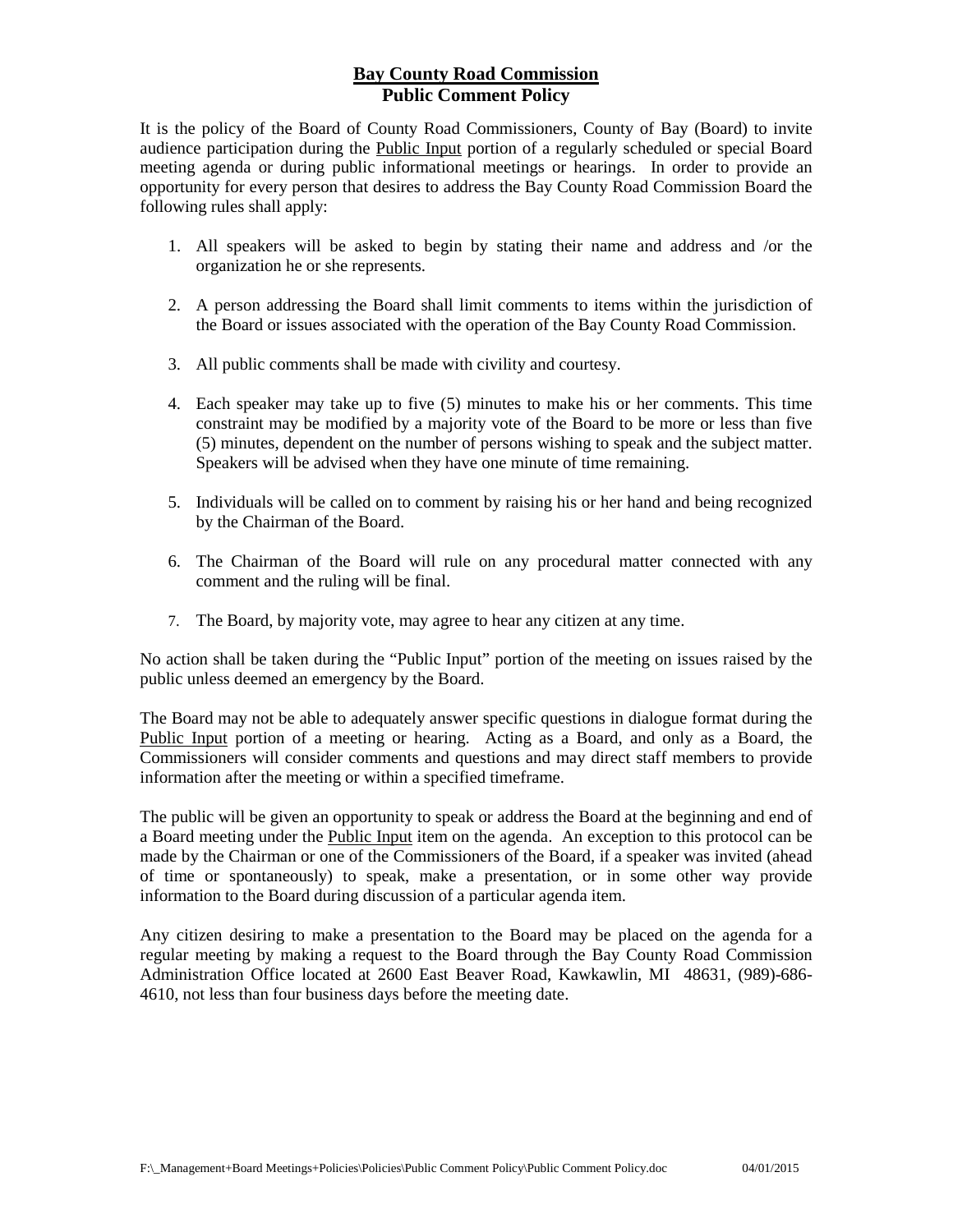# Bay County Road Commission
## Public Comment Policy

It is the policy of the Board of County Road Commissioners, County of Bay (Board) to invite audience participation during the Public Input portion of a regularly scheduled or special Board meeting agenda or during public informational meetings or hearings. In order to provide an opportunity for every person that desires to address the Bay County Road Commission Board the following rules shall apply:

1. All speakers will be asked to begin by stating their name and address and /or the organization he or she represents.
2. A person addressing the Board shall limit comments to items within the jurisdiction of the Board or issues associated with the operation of the Bay County Road Commission.
3. All public comments shall be made with civility and courtesy.
4. Each speaker may take up to five (5) minutes to make his or her comments. This time constraint may be modified by a majority vote of the Board to be more or less than five (5) minutes, dependent on the number of persons wishing to speak and the subject matter. Speakers will be advised when they have one minute of time remaining.
5. Individuals will be called on to comment by raising his or her hand and being recognized by the Chairman of the Board.
6. The Chairman of the Board will rule on any procedural matter connected with any comment and the ruling will be final.
7. The Board, by majority vote, may agree to hear any citizen at any time.

No action shall be taken during the "Public Input" portion of the meeting on issues raised by the public unless deemed an emergency by the Board.

The Board may not be able to adequately answer specific questions in dialogue format during the Public Input portion of a meeting or hearing. Acting as a Board, and only as a Board, the Commissioners will consider comments and questions and may direct staff members to provide information after the meeting or within a specified timeframe.

The public will be given an opportunity to speak or address the Board at the beginning and end of a Board meeting under the Public Input item on the agenda. An exception to this protocol can be made by the Chairman or one of the Commissioners of the Board, if a speaker was invited (ahead of time or spontaneously) to speak, make a presentation, or in some other way provide information to the Board during discussion of a particular agenda item.

Any citizen desiring to make a presentation to the Board may be placed on the agenda for a regular meeting by making a request to the Board through the Bay County Road Commission Administration Office located at 2600 East Beaver Road, Kawkawlin, MI 48631, (989)-686-4610, not less than four business days before the meeting date.